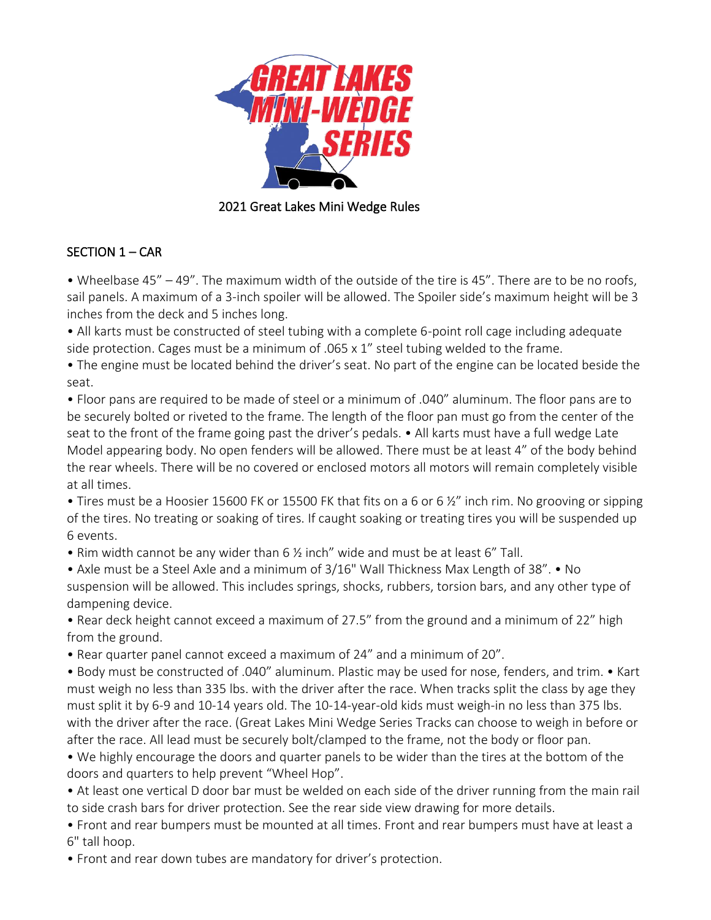# 2021 Great Lakes Mini Wedge Rules

## SECTION 1 – CAR

- Wheelbase 45" – 49". The maximum width of the outside of the tire is 45". There are to be no roofs, sail panels. A maximum of a 3-inch spoiler will be allowed. The Spoiler side's maximum height will be 3 inches from the deck and 5 inches long.
- All karts must be constructed of steel tubing with a complete 6-point roll cage including adequate side protection. Cages must be a minimum of .065 x 1" steel tubing welded to the frame.
- The engine must be located behind the driver's seat. No part of the engine can be located beside the seat.
- Floor pans are required to be made of steel or a minimum of .040" aluminum. The floor pans are to be securely bolted or riveted to the frame. The length of the floor pan must go from the center of the seat to the front of the frame going past the driver's pedals.
- All karts must have a full wedge Late Model appearing body. No open fenders will be allowed. There must be at least 4" of the body behind the rear wheels. There will be no covered or enclosed motors all motors will remain completely visible at all times.
- Tires must be a Hoosier 15600 FK or 15500 FK that fits on a 6 or 6 ½" inch rim. No grooving or sipping of the tires. No treating or soaking of tires. If caught soaking or treating tires you will be suspended up 6 events.
- Rim width cannot be any wider than 6 ½ inch" wide and must be at least 6" Tall.
- Axle must be a Steel Axle and a minimum of 3/16" Wall Thickness Max Length of 38".
- No suspension will be allowed. This includes springs, shocks, rubbers, torsion bars, and any other type of dampening device.
- Rear deck height cannot exceed a maximum of 27.5" from the ground and a minimum of 22" high from the ground.
- Rear quarter panel cannot exceed a maximum of 24" and a minimum of 20".
- Body must be constructed of .040" aluminum. Plastic may be used for nose, fenders, and trim.
- Kart must weigh no less than 335 lbs. with the driver after the race. When tracks split the class by age they must split it by 6-9 and 10-14 years old. The 10-14-year-old kids must weigh-in no less than 375 lbs. with the driver after the race. (Great Lakes Mini Wedge Series Tracks can choose to weigh in before or after the race. All lead must be securely bolt/clamped to the frame, not the body or floor pan.
- We highly encourage the doors and quarter panels to be wider than the tires at the bottom of the doors and quarters to help prevent "Wheel Hop".
- At least one vertical D door bar must be welded on each side of the driver running from the main rail to side crash bars for driver protection. See the rear side view drawing for more details.
- Front and rear bumpers must be mounted at all times. Front and rear bumpers must have at least a 6" tall hoop.
- Front and rear down tubes are mandatory for driver's protection.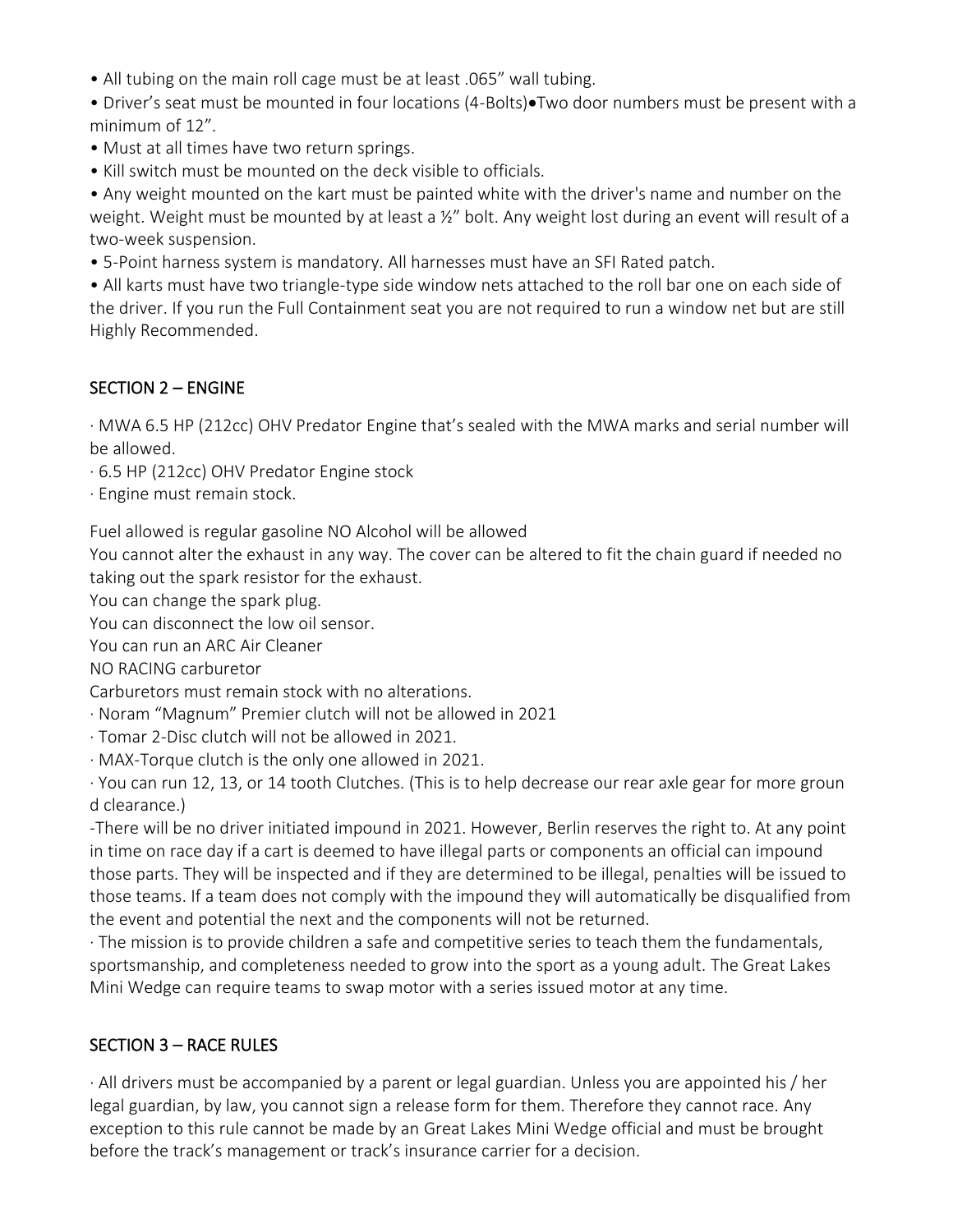- All tubing on the main roll cage must be at least .065" wall tubing.
- Driver's seat must be mounted in four locations (4-Bolts)•Two door numbers must be present with a minimum of 12".
- Must at all times have two return springs.
- Kill switch must be mounted on the deck visible to officials.
- Any weight mounted on the kart must be painted white with the driver's name and number on the weight. Weight must be mounted by at least a ½" bolt. Any weight lost during an event will result of a two-week suspension.
- 5-Point harness system is mandatory. All harnesses must have an SFI Rated patch.
- All karts must have two triangle-type side window nets attached to the roll bar one on each side of the driver. If you run the Full Containment seat you are not required to run a window net but are still Highly Recommended.

## SECTION 2 – ENGINE

· MWA 6.5 HP (212cc) OHV Predator Engine that's sealed with the MWA marks and serial number will be allowed.

· 6.5 HP (212cc) OHV Predator Engine stock

· Engine must remain stock.

Fuel allowed is regular gasoline NO Alcohol will be allowed

You cannot alter the exhaust in any way. The cover can be altered to fit the chain guard if needed no taking out the spark resistor for the exhaust.

You can change the spark plug.

You can disconnect the low oil sensor.

You can run an ARC Air Cleaner

NO RACING carburetor

Carburetors must remain stock with no alterations.

· Noram "Magnum" Premier clutch will not be allowed in 2021

· Tomar 2-Disc clutch will not be allowed in 2021.

· MAX-Torque clutch is the only one allowed in 2021.

· You can run 12, 13, or 14 tooth Clutches. (This is to help decrease our rear axle gear for more groun d clearance.)

-There will be no driver initiated impound in 2021. However, Berlin reserves the right to. At any point in time on race day if a cart is deemed to have illegal parts or components an official can impound those parts. They will be inspected and if they are determined to be illegal, penalties will be issued to those teams. If a team does not comply with the impound they will automatically be disqualified from the event and potential the next and the components will not be returned.

· The mission is to provide children a safe and competitive series to teach them the fundamentals, sportsmanship, and completeness needed to grow into the sport as a young adult. The Great Lakes Mini Wedge can require teams to swap motor with a series issued motor at any time.

## SECTION 3 – RACE RULES

· All drivers must be accompanied by a parent or legal guardian. Unless you are appointed his / her legal guardian, by law, you cannot sign a release form for them. Therefore they cannot race. Any exception to this rule cannot be made by an Great Lakes Mini Wedge official and must be brought before the track's management or track's insurance carrier for a decision.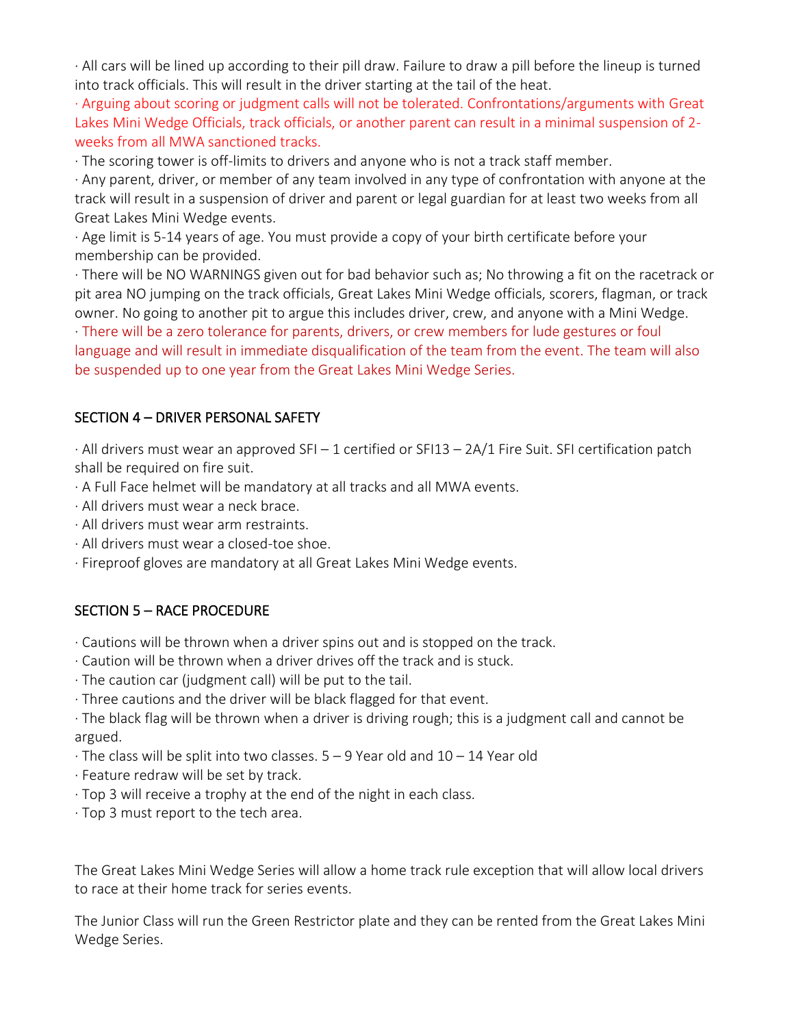· All cars will be lined up according to their pill draw. Failure to draw a pill before the lineup is turned into track officials. This will result in the driver starting at the tail of the heat.

· Arguing about scoring or judgment calls will not be tolerated. Confrontations/arguments with Great Lakes Mini Wedge Officials, track officials, or another parent can result in a minimal suspension of 2-weeks from all MWA sanctioned tracks.

· The scoring tower is off-limits to drivers and anyone who is not a track staff member.

· Any parent, driver, or member of any team involved in any type of confrontation with anyone at the track will result in a suspension of driver and parent or legal guardian for at least two weeks from all Great Lakes Mini Wedge events.

· Age limit is 5-14 years of age. You must provide a copy of your birth certificate before your membership can be provided.

· There will be NO WARNINGS given out for bad behavior such as; No throwing a fit on the racetrack or pit area NO jumping on the track officials, Great Lakes Mini Wedge officials, scorers, flagman, or track owner. No going to another pit to argue this includes driver, crew, and anyone with a Mini Wedge.

· There will be a zero tolerance for parents, drivers, or crew members for lude gestures or foul language and will result in immediate disqualification of the team from the event. The team will also be suspended up to one year from the Great Lakes Mini Wedge Series.

## SECTION 4 – DRIVER PERSONAL SAFETY

· All drivers must wear an approved SFI – 1 certified or SFI13 – 2A/1 Fire Suit. SFI certification patch shall be required on fire suit.

· A Full Face helmet will be mandatory at all tracks and all MWA events.

· All drivers must wear a neck brace.

· All drivers must wear arm restraints.

· All drivers must wear a closed-toe shoe.

· Fireproof gloves are mandatory at all Great Lakes Mini Wedge events.

## SECTION 5 – RACE PROCEDURE

· Cautions will be thrown when a driver spins out and is stopped on the track.

· Caution will be thrown when a driver drives off the track and is stuck.

· The caution car (judgment call) will be put to the tail.

· Three cautions and the driver will be black flagged for that event.

· The black flag will be thrown when a driver is driving rough; this is a judgment call and cannot be argued.

· The class will be split into two classes. 5 – 9 Year old and 10 – 14 Year old

· Feature redraw will be set by track.

· Top 3 will receive a trophy at the end of the night in each class.

· Top 3 must report to the tech area.

The Great Lakes Mini Wedge Series will allow a home track rule exception that will allow local drivers to race at their home track for series events.

The Junior Class will run the Green Restrictor plate and they can be rented from the Great Lakes Mini Wedge Series.